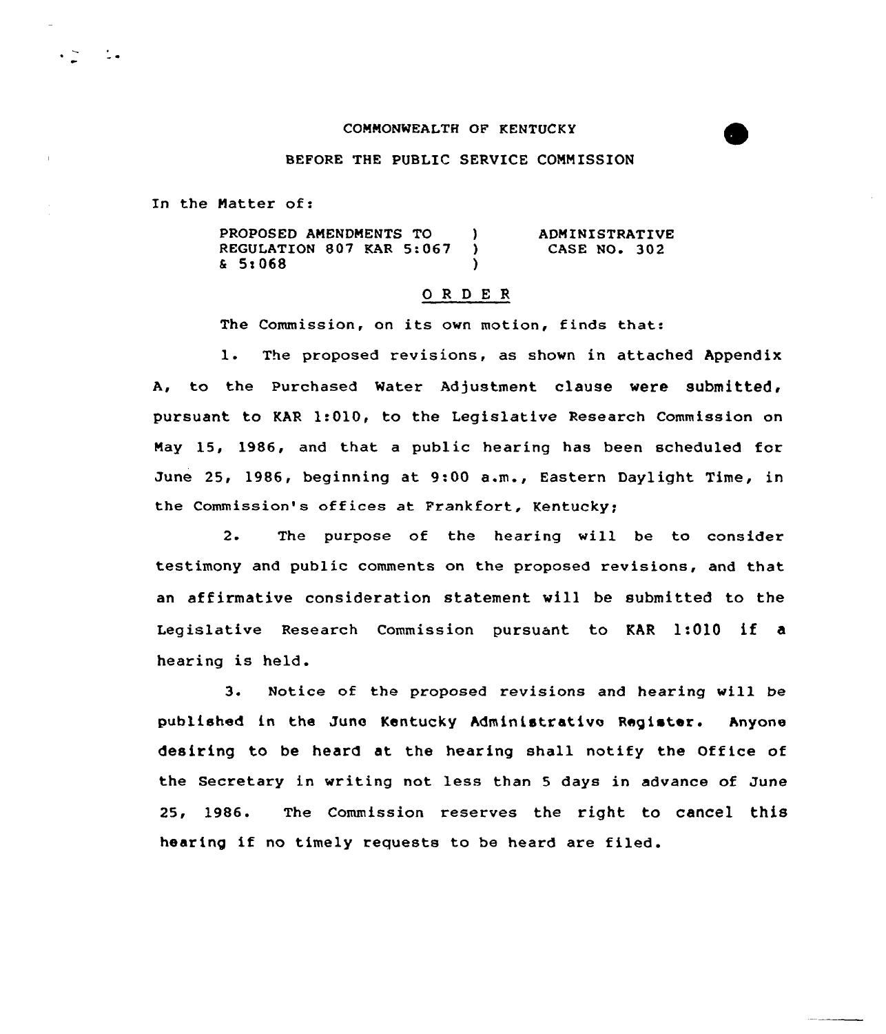COMMONWEALTH OF KENTUCKY

BEFORE THE PUBLIC SERVICE COMMISSION

In the Matter of:

| | | |
|---|---|---|
| PROPOSED AMENDMENTS TO REGULATION 807 KAR 5:067 & 5:068 | ) ) ) | ADMINISTRATIVE CASE NO. 302 |

## O R D E R

The Commission, on its own motion, finds that:

1. The proposed revisions, as shown in attached Appendix A, to the Purchased Water Adjustment clause were submitted, pursuant to KAR 1:010, to the Legislative Research Commission on May 15, 1986, and that a public hearing has been scheduled for June 25, 1986, beginning at 9:00 a.m., Eastern Daylight Time, in the Commission's offices at Frankfort, Kentucky;

2. The purpose of the hearing will be to consider testimony and public comments on the proposed revisions, and that an affirmative consideration statement will be submitted to the Legislative Research Commission pursuant to KAR 1:010 if a hearing is held.

3. Notice of the proposed revisions and hearing will be published in the June Kentucky Administrative Register. Anyone desiring to be heard at the hearing shall notify the Office of the Secretary in writing not less than 5 days in advance of June 25, 1986. The Commission reserves the right to cancel this hearing if no timely requests to be heard are filed.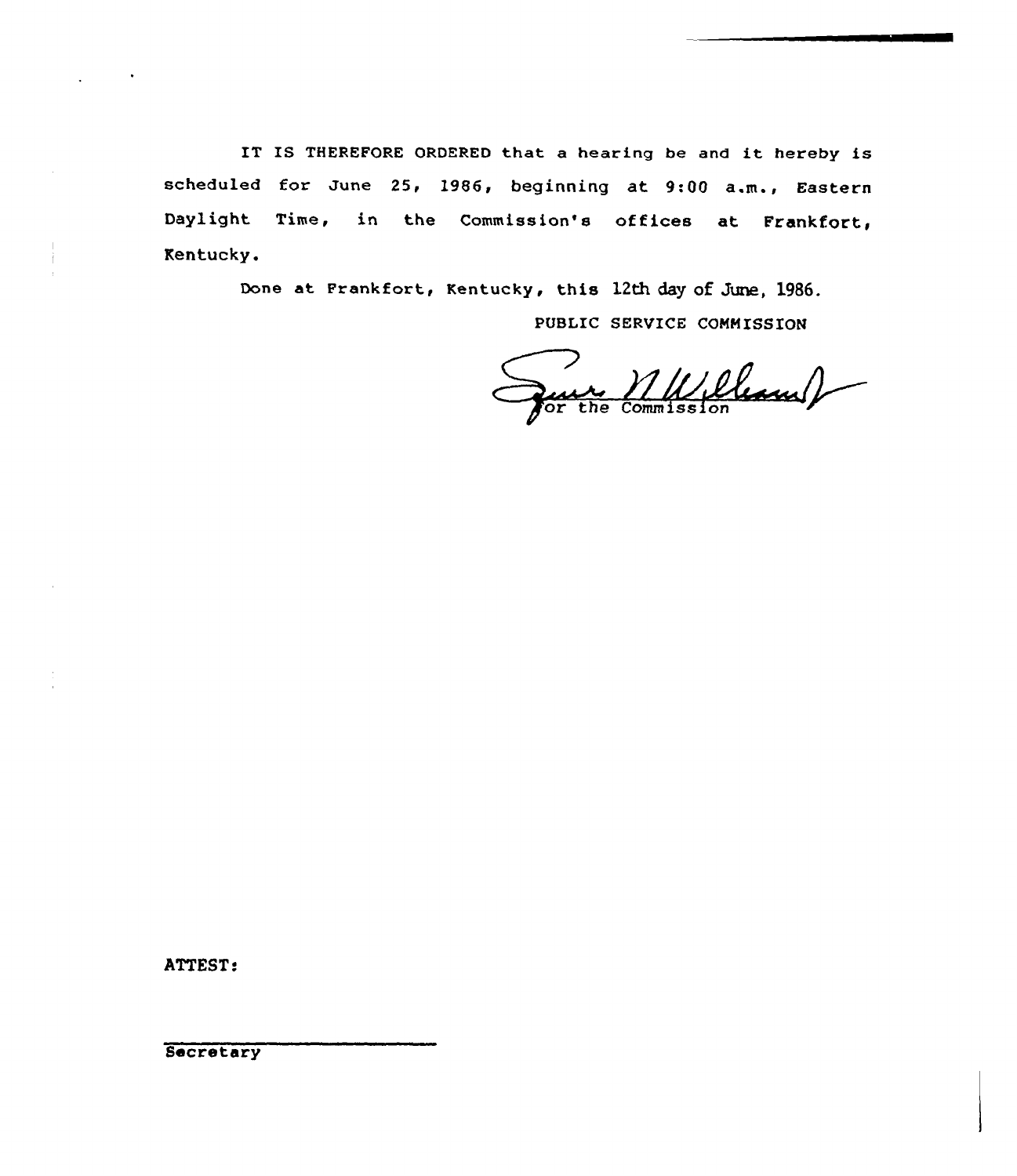IT IS THEREFORE ORDERED that a hearing be and it hereby is scheduled for June 25, 1986, beginning at 9:00 a.m., Eastern Daylight Time, in the Commission's offices at Frankfort, Kentucky.

Done at Frankfort, Kentucky, this 12th day of June, 1986.

PUBLIC SERVICE COMMISSION

For the Commission

ATTEST:

Secretary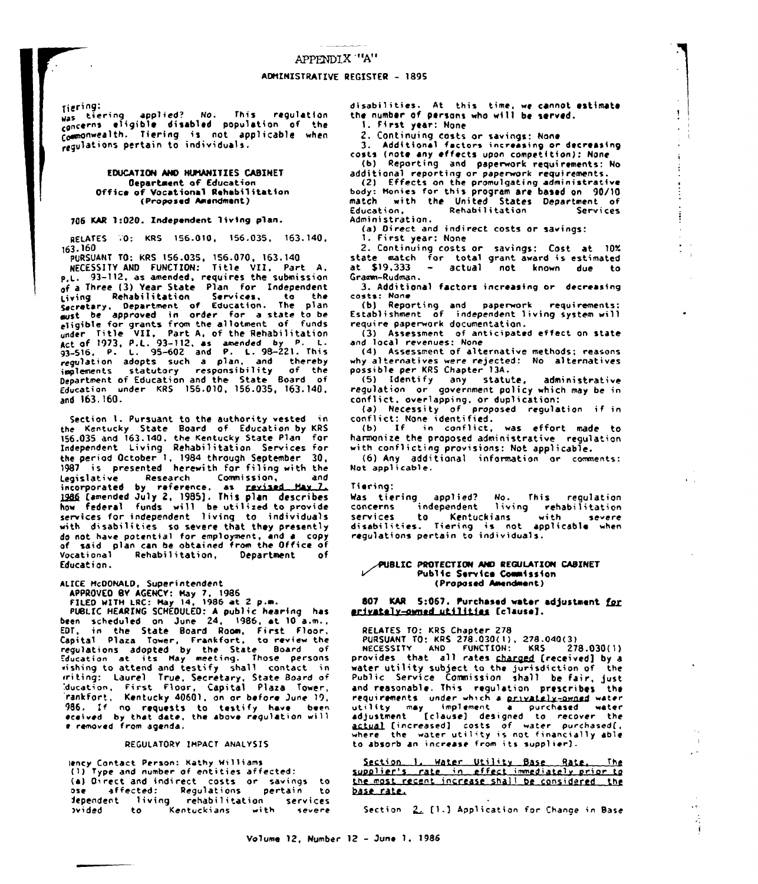APPENDIX "A"

Tiering:
Was tiering applied? No. This regulation concerns eligible disabled population of the Commonwealth. Tiering is not applicable when regulations pertain to individuals.

**EDUCATION AND HUMANITIES CABINET**
**Department of Education**
**Office of Vocational Rehabilitation**
**(Proposed Amendment)**

**706 KAR 1:020. Independent living plan.**

RELATES TO: KRS 156.010, 156.035, 163.140, 163.160
PURSUANT TO: KRS 156.035, 156.070, 163.140
NECESSITY AND FUNCTION: Title VII, Part A, P.L. 93-112, as amended, requires the submission of a Three (3) Year State Plan for Independent Living Rehabilitation Services, to the Secretary, Department of Education. The plan must be approved in order for a state to be eligible for grants from the allotment of funds under Title VII, Part A, of the Rehabilitation Act of 1973, P.L. 93-112, as amended by P. L. 93-516, P. L. 95-602 and P. L. 98-221. This regulation adopts such a plan, and thereby implements statutory responsibility of the Department of Education and the State Board of Education under KRS 156.010, 156.035, 163.140, and 163.160.

Section 1. Pursuant to the authority vested in the Kentucky State Board of Education by KRS 156.035 and 163.140, the Kentucky State Plan for Independent Living Rehabilitation Services for the period October 1, 1984 through September 30, 1987 is presented herewith for filing with the Legislative Research Commission, and incorporated by reference, as revised May 7, 1986 [amended July 2, 1985]. This plan describes how federal funds will be utilized to provide services for independent living to individuals with disabilities so severe that they presently do not have potential for employment, and a copy of said plan can be obtained from the Office of Vocational Rehabilitation, Department of Education.

ALICE McDONALD, Superintendent
APPROVED BY AGENCY: May 7, 1986
FILED WITH LRC: May 14, 1986 at 2 p.m.
PUBLIC HEARING SCHEDULED: A public hearing has been scheduled on June 24, 1986, at 10 a.m., EDT, in the State Board Room, First Floor, Capital Plaza Tower, Frankfort, to review the regulations adopted by the State Board of Education at its May meeting. Those persons wishing to attend and testify shall contact in writing: Laurel True, Secretary, State Board of Education, First Floor, Capital Plaza Tower, Frankfort, Kentucky 40601, on or before June 19, 1986. If no requests to testify have been received by that date, the above regulation will be removed from agenda.

REGULATORY IMPACT ANALYSIS

Agency Contact Person: Kathy Williams
(1) Type and number of entities affected:
(a) Direct and indirect costs or savings to those affected: Regulations pertain to independent living rehabilitation services provided to Kentuckians with severe disabilities. At this time, we cannot estimate the number of persons who will be served.
1. First year: None
2. Continuing costs or savings: None
3. Additional factors increasing or decreasing costs (note any effects upon competition): None
(b) Reporting and paperwork requirements: No additional reporting or paperwork requirements.
(2) Effects on the promulgating administrative body: Monies for this program are based on 90/10 match with the United States Department of Education, Rehabilitation Services Administration.
(a) Direct and indirect costs or savings:
1. First year: None
2. Continuing costs or savings: Cost at 10% state match for total grant award is estimated at $19,333 - actual not known due to Gramm-Rudman.
3. Additional factors increasing or decreasing costs: None
(b) Reporting and paperwork requirements: Establishment of independent living system will require paperwork documentation.
(3) Assessment of anticipated effect on state and local revenues: None
(4) Assessment of alternative methods; reasons why alternatives were rejected: No alternatives possible per KRS Chapter 13A.
(5) Identify any statute, administrative regulation or government policy which may be in conflict, overlapping, or duplication:
(a) Necessity of proposed regulation if in conflict: None identified.
(b) If in conflict, was effort made to harmonize the proposed administrative regulation with conflicting provisions: Not applicable.
(6) Any additional information or comments: Not applicable.

Tiering:
Was tiering applied? No. This regulation concerns independent living rehabilitation services to Kentuckians with severe disabilities. Tiering is not applicable when regulations pertain to individuals.

**PUBLIC PROTECTION AND REGULATION CABINET**
**Public Service Commission**
**(Proposed Amendment)**

**807 KAR 5:067. Purchased water adjustment for privately-owned utilities [clause].**

RELATES TO: KRS Chapter 278
PURSUANT TO: KRS 278.030(1), 278.040(3)
NECESSITY AND FUNCTION: KRS 278.030(1) provides that all rates charged [received] by a water utility subject to the jurisdiction of the Public Service Commission shall be fair, just and reasonable. This regulation prescribes the requirements under which a privately-owned water utility may implement a purchased water adjustment [clause] designed to recover the actual [increased] costs of water purchased[, where the water utility is not financially able to absorb an increase from its supplier].

Section 1. Water Utility Base Rate. The supplier's rate in effect immediately prior to the most recent increase shall be considered the base rate.

Section 2. [1.] Application for Change in Base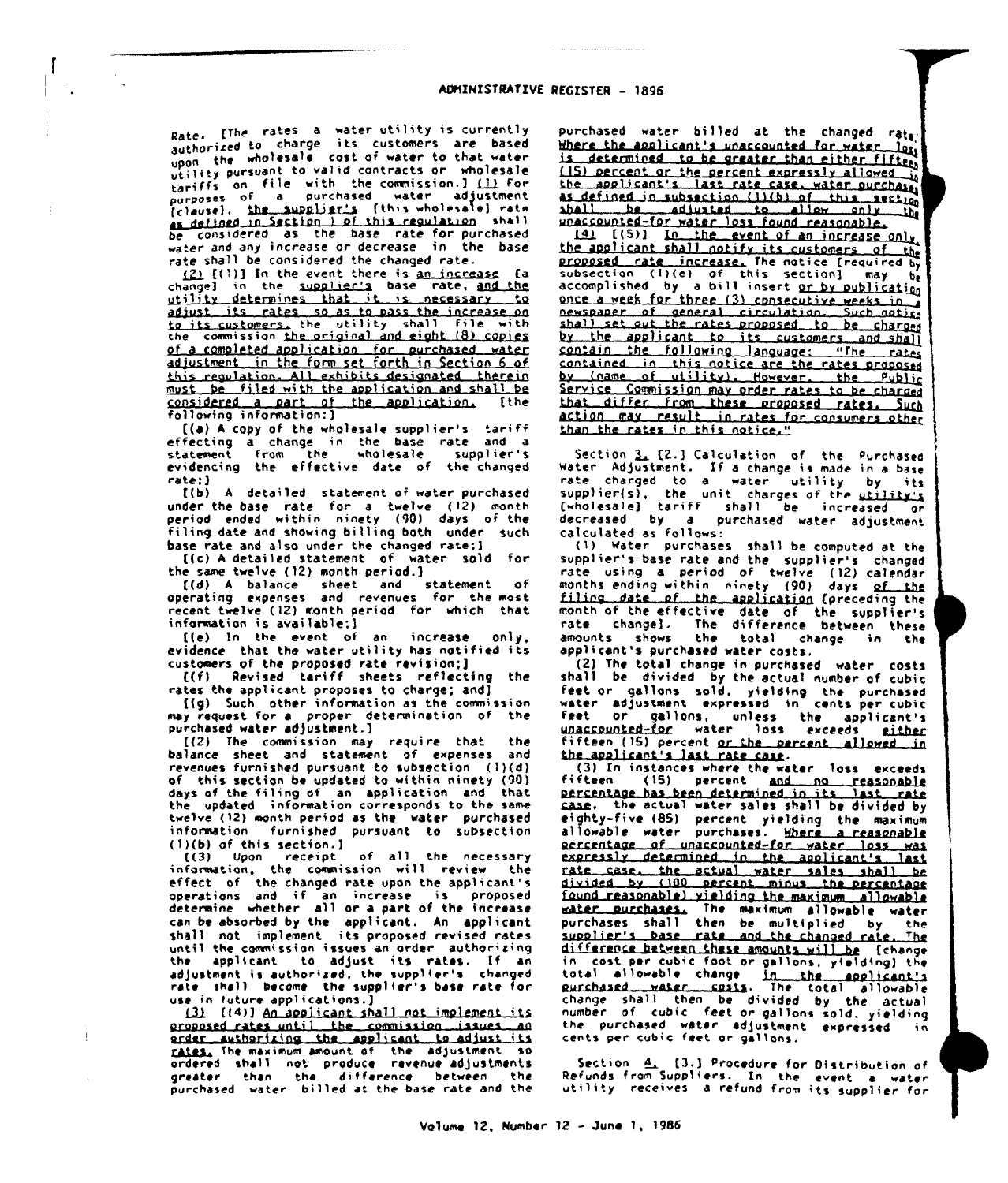Rate. [The rates a water utility is currently authorized to charge its customers are based upon the wholesale cost of water to that water utility pursuant to valid contracts or wholesale tariffs on file with the commission.] (1) For purposes of a purchased water adjustment [clause], the supplier's [this wholesale] rate as defined in Section 1 of this regulation shall be considered as the base rate for purchased water and any increase or decrease in the base rate shall be considered the changed rate.

(2) [(1)] In the event there is an increase [a change] in the supplier's base rate, and the utility determines that it is necessary to adjust its rates so as to pass the increase on to its customers, the utility shall file with the commission the original and eight (8) copies of a completed application for purchased water adjustment in the form set forth in Section 6 of this regulation. All exhibits designated therein must be filed with the application and shall be considered a part of the application. [the following information:]

[(a) A copy of the wholesale supplier's tariff effecting a change in the base rate and a statement from the wholesale supplier's evidencing the effective date of the changed rate;]

[(b) A detailed statement of water purchased under the base rate for a twelve (12) month period ended within ninety (90) days of the filing date and showing billing both under such base rate and also under the changed rate;]

[(c) A detailed statement of water sold for the same twelve (12) month period.]

[(d) A balance sheet and statement of operating expenses and revenues for the most recent twelve (12) month period for which that information is available;]

[(e) In the event of an increase only, evidence that the water utility has notified its customers of the proposed rate revision;]

[(f) Revised tariff sheets reflecting the rates the applicant proposes to charge; and]

[(g) Such other information as the commission may request for a proper determination of the purchased water adjustment.]

[(2) The commission may require that the balance sheet and statement of expenses and revenues furnished pursuant to subsection (1)(d) of this section be updated to within ninety (90) days of the filing of an application and that the updated information corresponds to the same twelve (12) month period as the water purchased information furnished pursuant to subsection (1)(b) of this section.]

[(3) Upon receipt of all the necessary information, the commission will review the effect of the changed rate upon the applicant's operations and if an increase is proposed determine whether all or a part of the increase can be absorbed by the applicant. An applicant shall not implement its proposed revised rates until the commission issues an order authorizing the applicant to adjust its rates. If an adjustment is authorized, the supplier's changed rate shall become the supplier's base rate for use in future applications.]

(3) [(4)] An applicant shall not implement its proposed rates until the commission issues an order authorizing the applicant to adjust its rates. The maximum amount of the adjustment so ordered shall not produce revenue adjustments greater than the difference between the purchased water billed at the base rate and the purchased water billed at the changed rate. Where the applicant's unaccounted for water loss is determined to be greater than either fifteen (15) percent or the percent expressly allowed in the applicant's last rate case, water purchases as defined in subsection (1)(b) of this section shall be adjusted to allow only the unaccounted-for water loss found reasonable.

(4) [(5)] In the event of an increase only, the applicant shall notify its customers of the proposed rate increase. The notice [required by subsection (1)(e) of this section] may be accomplished by a bill insert or by publication once a week for three (3) consecutive weeks in a newspaper of general circulation. Such notice shall set out the rates proposed to be charged by the applicant to its customers and shall contain the following language: "The rates contained in this notice are the rates proposed by (name of utility). However, the Public Service Commission may order rates to be charged that differ from these proposed rates. Such action may result in rates for consumers other than the rates in this notice."

Section 3. [2.] Calculation of the Purchased Water Adjustment. If a change is made in a base rate charged to a water utility by its supplier(s), the unit charges of the utility's [wholesale] tariff shall be increased or decreased by a purchased water adjustment calculated as follows:

(1) Water purchases shall be computed at the supplier's base rate and the supplier's changed rate using a period of twelve (12) calendar months ending within ninety (90) days of the filing date of the application [preceding the month of the effective date of the supplier's rate change]. The difference between these amounts shows the total change in the applicant's purchased water costs.

(2) The total change in purchased water costs shall be divided by the actual number of cubic feet or gallons sold, yielding the purchased water adjustment expressed in cents per cubic feet or gallons, unless the applicant's unaccounted-for water loss exceeds either fifteen (15) percent or the percent allowed in the applicant's last rate case.

(3) In instances where the water loss exceeds fifteen (15) percent and no reasonable percentage has been determined in its last rate case, the actual water sales shall be divided by eighty-five (85) percent yielding the maximum allowable water purchases. Where a reasonable percentage of unaccounted-for water loss was expressly determined in the applicant's last rate case, the actual water sales shall be divided by (100 percent minus the percentage found reasonable) yielding the maximum allowable water purchases. The maximum allowable water purchases shall then be multiplied by the supplier's base rate and the changed rate. The difference between these amounts will be [change in cost per cubic foot or gallons, yielding] the total allowable change in the applicant's purchased water costs. The total allowable change shall then be divided by the actual number of cubic feet or gallons sold, yielding the purchased water adjustment expressed in cents per cubic feet or gallons.

Section 4. [3.] Procedure for Distribution of Refunds from Suppliers. In the event a water utility receives a refund from its supplier for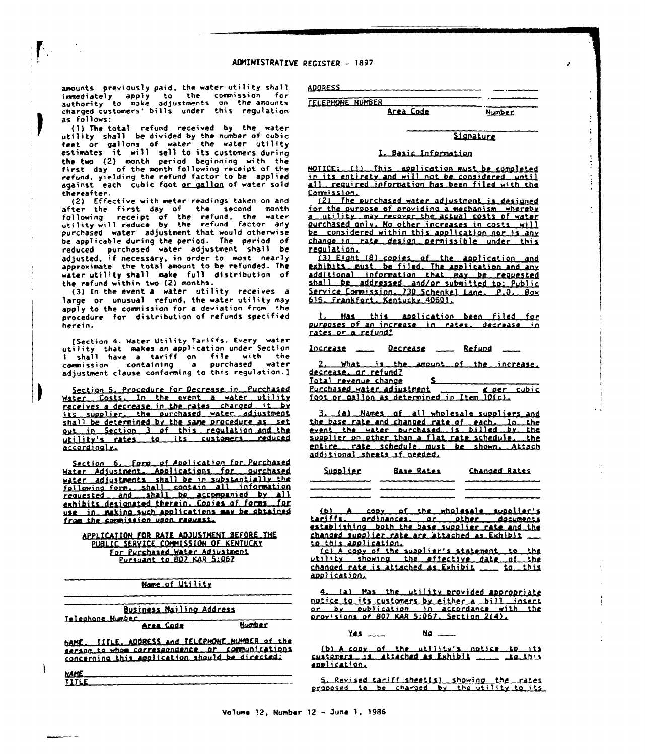amounts previously paid, the water utility shall immediately apply to the commission for authority to make adjustments on the amounts charged customers' bills under this regulation as follows:

(1) The total refund received by the water utility shall be divided by the number of cubic feet or gallons of water the water utility estimates it will sell to its customers during the two (2) month period beginning with the first day of the month following receipt of the refund, yielding the refund factor to be applied against each cubic foot or gallon of water sold thereafter.

(2) Effective with meter readings taken on and after the first day of the second month following receipt of the refund, the water utility will reduce by the refund factor any purchased water adjustment that would otherwise be applicable during the period. The period of reduced purchased water adjustment shall be adjusted, if necessary, in order to most nearly approximate the total amount to be refunded. The water utility shall make full distribution of the refund within two (2) months.

(3) In the event a water utility receives a large or unusual refund, the water utility may apply to the commission for a deviation from the procedure for distribution of refunds specified herein.

[Section 4. Water Utility Tariffs. Every water utility that makes an application under Section 1 shall have a tariff on file with the commission containing a purchased water adjustment clause conforming to this regulation.]

Section 5. Procedure for Decrease in Purchased Water Costs. In the event a water utility receives a decrease in the rates charged it by its supplier, the purchased water adjustment shall be determined by the same procedure as set out in Section 3 of this regulation and the utility's rates to its customers reduced accordingly.

Section 6. Form of Application for Purchased Water Adjustment. Applications for purchased water adjustments shall be in substantially the following form, shall contain all information requested and shall be accompanied by all exhibits designated therein. Copies of forms for use in making such applications may be obtained from the commission upon request.

APPLICATION FOR RATE ADJUSTMENT BEFORE THE PUBLIC SERVICE COMMISSION OF KENTUCKY
For Purchased Water Adjustment
Pursuant to 807 KAR 5:067

\_\_\_\_\_\_\_\_\_\_\_\_\_\_\_\_\_\_\_\_\_\_\_\_\_\_\_\_\_\_
Name of Utility

\_\_\_\_\_\_\_\_\_\_\_\_\_\_\_\_\_\_\_\_\_\_\_\_\_\_\_\_\_\_
\_\_\_\_\_\_\_\_\_\_\_\_\_\_\_\_\_\_\_\_\_\_\_\_\_\_\_\_\_\_
Business Mailing Address

Telephone Number \_\_\_\_\_\_\_\_\_\_\_\_\_\_\_\_\_\_\_\_
Area Code Number

NAME, TITLE, ADDRESS and TELEPHONE NUMBER of the person to whom correspondence or communications concerning this application should be directed:

NAME \_\_\_\_\_\_\_\_\_\_\_\_\_\_\_\_\_\_\_\_
TITLE \_\_\_\_\_\_\_\_\_\_\_\_\_\_\_\_\_\_\_\_
ADDRESS \_\_\_\_\_\_\_\_\_\_\_\_\_\_\_\_\_\_\_\_
\_\_\_\_\_\_\_\_\_\_\_\_\_\_\_\_\_\_\_\_
TELEPHONE NUMBER \_\_\_\_\_\_\_\_\_\_\_\_\_\_\_\_\_\_\_\_
Area Code Number

\_\_\_\_\_\_\_\_\_\_\_\_\_\_\_\_\_\_\_\_
Signature

I. Basic Information

NOTICE: (1) This application must be completed in its entirety and will not be considered until all required information has been filed with the Commission.

(2) The purchased water adjustment is designed for the purpose of providing a mechanism whereby a utility may recover the actual costs of water purchased only. No other increases in costs will be considered within this application nor is any change in rate design permissible under this regulation.

(3) Eight (8) copies of the application and exhibits must be filed. The application and any additional information that may be requested shall be addressed and/or submitted to: Public Service Commission, 730 Schenkel Lane, P.O. Box 615, Frankfort, Kentucky 40601.

1. Has this application been filed for purposes of an increase in rates, decrease in rates or a refund?

Increase \_\_\_\_ Decrease \_\_\_\_ Refund \_\_\_\_

2. What is the amount of the increase, decrease, or refund?

Total revenue change $ \_\_\_\_\_\_\_\_\_\_\_\_
Purchased water adjustment \_\_\_\_\_\_\_ ¢ per cubic foot or gallon as determined in Item 10(c).

3. (a) Names of all wholesale suppliers and the base rate and changed rate of each. In the event the water purchased is billed by the supplier on other than a flat rate schedule, the entire rate schedule must be shown. Attach additional sheets if needed.

| Supplier | Base Rates | Changed Rates |
|---|---|---|
| | | |
| | | |
| | | |

(b) A copy of the wholesale supplier's tariffs, ordinances, or other documents establishing both the base supplier rate and the changed supplier rate are attached as Exhibit \_\_ to this application.

(c) A copy of the supplier's statement to the utility showing the effective date of the changed rate is attached as Exhibit \_\_\_\_ to this application.

4. (a) Has the utility provided appropriate notice to its customers by either a bill insert or by publication in accordance with the provisions of 807 KAR 5:067, Section 2(4).

Yes \_\_\_\_ No \_\_\_\_

(b) A copy of the utility's notice to its customers is attached as Exhibit \_\_\_\_ to this application.

5. Revised tariff sheet(s) showing the rates proposed to be charged by the utility to its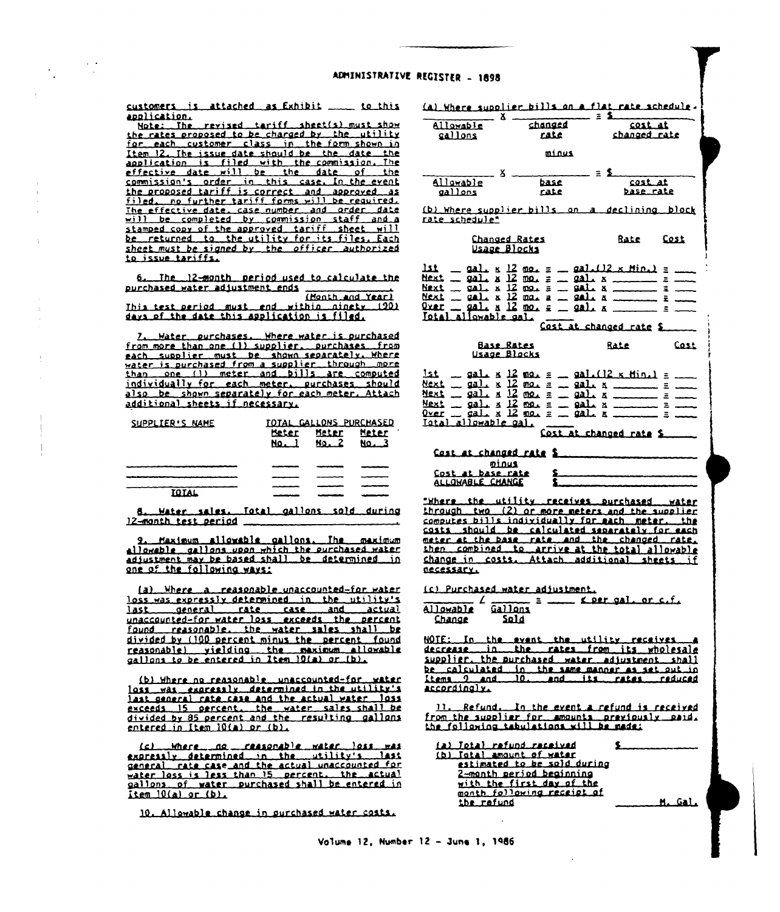customers is attached as Exhibit ____ to this application.

Note: The revised tariff sheet(s) must show the rates proposed to be charged by the utility for each customer class in the form shown in Item 12. The issue date should be the date the application is filed with the commission. The effective date will be the date of the commission's order in this case. In the event the proposed tariff is correct and approved as filed, no further tariff forms will be required. The effective date, case number and order date will be completed by commission staff and a stamped copy of the approved tariff sheet will be returned to the utility for its files. Each sheet must be signed by the officer authorized to issue tariffs.

6. The 12-month period used to calculate the purchased water adjustment ends ____________.
(Month and Year)
This test period must end within ninety (90) days of the date this application is filed.

7. Water purchases. Where water is purchased from more than one (1) supplier, purchases from each supplier must be shown separately. Where water is purchased from a supplier through more than one (1) meter and bills are computed individually for each meter, purchases should also be shown separately for each meter. Attach additional sheets if necessary.

| SUPPLIER'S NAME | TOTAL GALLONS PURCHASED | | |
|---|---|---|---|
| | Meter No. 1 | Meter No. 2 | Meter No. 3 |
| ____________ | ____ | ____ | ____ |
| ____________ | ____ | ____ | ____ |
| ____________ | ____ | ____ | ____ |
| TOTAL | ____ | ____ | ____ |

8. Water sales. Total gallons sold during 12-month test period ____________.

9. Maximum allowable gallons. The maximum allowable gallons upon which the purchased water adjustment may be based shall be determined in one of the following ways:

(a) Where a reasonable unaccounted-for water loss was expressly determined in the utility's last general rate case and actual unaccounted-for water loss exceeds the percent found reasonable, the water sales shall be divided by (100 percent minus the percent found reasonable) yielding the maximum allowable gallons to be entered in Item 10(a) or (b).

(b) Where no reasonable unaccounted-for water loss was expressly determined in the utility's last general rate case and the actual water loss exceeds 15 percent, the water sales shall be divided by 85 percent and the resulting gallons entered in Item 10(a) or (b).

(c) Where no reasonable water loss was expressly determined in the utility's last general rate case and the actual unaccounted for water loss is less than 15 percent, the actual gallons of water purchased shall be entered in Item 10(a) or (b).

10. Allowable change in purchased water costs.

(a) Where supplier bills on a flat rate schedule.

________ X ________ = $________
Allowable gallons &nbsp;&nbsp; changed rate &nbsp;&nbsp; cost at changed rate

minus

________ X ________ = $________
Allowable gallons &nbsp;&nbsp; base rate &nbsp;&nbsp; cost at base rate

(b) Where supplier bills on a declining block rate schedule*

| Changed Rates Usage Blocks | Rate | Cost |
|---|---|---|
| 1st __ gal. x 12 mo. = __ gal.(12 x Min.) | | = ____ |
| Next __ gal. x 12 mo. = __ gal. x | ______ | = ____ |
| Next __ gal. x 12 mo. = __ gal. x | ______ | = ____ |
| Next __ gal. x 12 mo. = __ gal. x | ______ | = ____ |
| Over __ gal. x 12 mo. = __ gal. x | ______ | = ____ |
| Total allowable gal. ____ | | |
| | Cost at changed rate | $____ |

| Base Rates Usage Blocks | Rate | Cost |
|---|---|---|
| 1st __ gal. x 12 mo. = __ gal.(12 x Min.) | | = ____ |
| Next __ gal. x 12 mo. = __ gal. x | ______ | = ____ |
| Next __ gal. x 12 mo. = __ gal. x | ______ | = ____ |
| Next __ gal. x 12 mo. = __ gal. x | ______ | = ____ |
| Over __ gal. x 12 mo. = __ gal. x | ______ | = ____ |
| Total allowable gal. ____ | | |
| | Cost at changed rate | $____ |

Cost at changed rate $____________
minus
Cost at base rate $____________
ALLOWABLE CHANGE $____________

*Where the utility receives purchased water through two (2) or more meters and the supplier computes bills individually for each meter, the costs should be calculated separately for each meter at the base rate and the changed rate, then combined to arrive at the total allowable change in costs. Attach additional sheets if necessary.

(c) Purchased water adjustment.

______ / ______ = ______ ¢ per gal. or c.f.
Allowable Change &nbsp;&nbsp; Gallons Sold

NOTE: In the event the utility receives a decrease in the rates from its wholesale supplier, the purchased water adjustment shall be calculated in the same manner as set out in Items 9 and 10, and its rates reduced accordingly.

11. Refund. In the event a refund is received from the supplier for amounts previously paid, the following tabulations will be made:

(a) Total refund received $________
(b) Total amount of water estimated to be sold during 2-month period beginning with the first day of the month following receipt of the refund ________ M. Gal.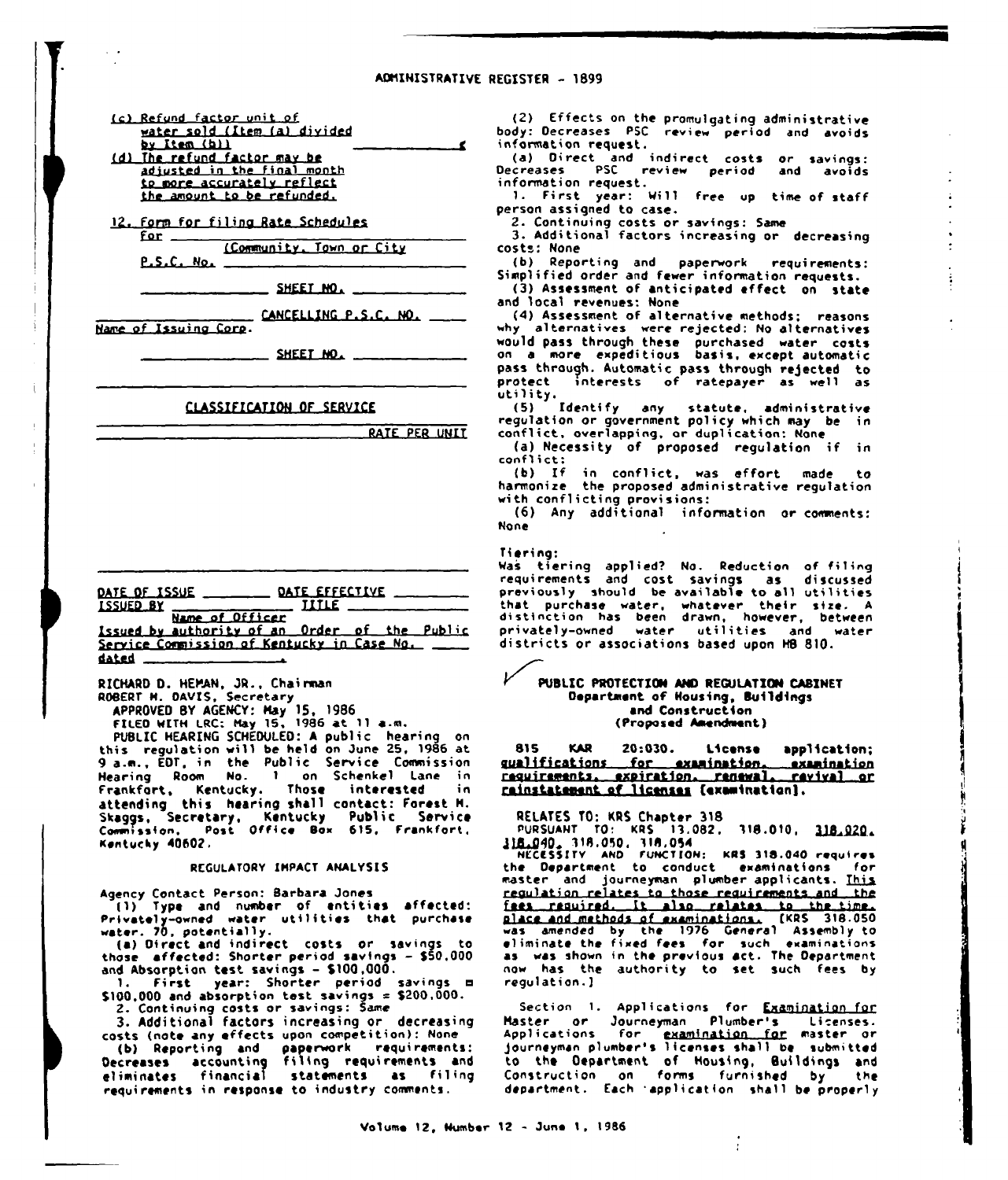(c) Refund factor unit of water sold (Item (a) divided by Item (b)) ____________ ¢

(d) The refund factor may be adjusted in the final month to more accurately reflect the amount to be refunded.

12. Form for filing Rate Schedules

For ______________________________
(Community, Town or City

P.S.C. No. ______________________________

____________ SHEET NO. ____________

____________ CANCELLING P.S.C. NO. ______

Name of Issuing Corp.

____________ SHEET NO. ____________

______________________________

CLASSIFICATION OF SERVICE

______________________________ RATE PER UNIT

______________________________

DATE OF ISSUE ________ DATE EFFECTIVE ________

ISSUED BY ____________ TITLE ____________
Name of Officer

Issued by authority of an Order of the Public Service Commission of Kentucky in Case No. ____ dated ____________.

RICHARD D. HEMAN, JR., Chairman
ROBERT M. DAVIS, Secretary

APPROVED BY AGENCY: May 15, 1986

FILED WITH LRC: May 15, 1986 at 11 a.m.

PUBLIC HEARING SCHEDULED: A public hearing on this regulation will be held on June 25, 1986 at 9 a.m., EDT, in the Public Service Commission Hearing Room No. 1 on Schenkel Lane in Frankfort, Kentucky. Those interested in attending this hearing shall contact: Forest M. Skaggs, Secretary, Kentucky Public Service Commission, Post Office Box 615, Frankfort, Kentucky 40602.

REGULATORY IMPACT ANALYSIS

Agency Contact Person: Barbara Jones

(1) Type and number of entities affected: Privately-owned water utilities that purchase water. 70, potentially.

(a) Direct and indirect costs or savings to those affected: Shorter period savings - $50,000 and Absorption test savings - $100,000.

1. First year: Shorter period savings = $100,000 and absorption test savings = $200,000.

2. Continuing costs or savings: Same

3. Additional factors increasing or decreasing costs (note any effects upon competition): None

(b) Reporting and paperwork requirements: Decreases accounting filing requirements and eliminates financial statements as filing requirements in response to industry comments.

(2) Effects on the promulgating administrative body: Decreases PSC review period and avoids information request.

(a) Direct and indirect costs or savings: Decreases PSC review period and avoids information request.

1. First year: Will free up time of staff person assigned to case.

2. Continuing costs or savings: Same

3. Additional factors increasing or decreasing costs: None

(b) Reporting and paperwork requirements: Simplified order and fewer information requests.

(3) Assessment of anticipated effect on state and local revenues: None

(4) Assessment of alternative methods; reasons why alternatives were rejected: No alternatives would pass through these purchased water costs on a more expeditious basis, except automatic pass through. Automatic pass through rejected to protect interests of ratepayer as well as utility.

(5) Identify any statute, administrative regulation or government policy which may be in conflict, overlapping, or duplication: None

(a) Necessity of proposed regulation if in conflict:

(b) If in conflict, was effort made to harmonize the proposed administrative regulation with conflicting provisions:

(6) Any additional information or comments: None

Tiering:

Was tiering applied? No. Reduction of filing requirements and cost savings as discussed previously should be available to all utilities that purchase water, whatever their size. A distinction has been drawn, however, between privately-owned water utilities and water districts or associations based upon HB 810.

## PUBLIC PROTECTION AND REGULATION CABINET
### Department of Housing, Buildings and Construction
### (Proposed Amendment)

**815 KAR 20:030. License application; qualifications for examination, examination requirements, expiration, renewal, revival or reinstatement of licenses [examination].**

RELATES TO: KRS Chapter 318

PURSUANT TO: KRS 13.082, 318.010, 318.020, 318.040, 318.050, 318.054

NECESSITY AND FUNCTION: KRS 318.040 requires the Department to conduct examinations for master and journeyman plumber applicants. This regulation relates to those requirements and the fees required. It also relates to the time, place and methods of examinations. [KRS 318.050 was amended by the 1976 General Assembly to eliminate the fixed fees for such examinations as was shown in the previous act. The Department now has the authority to set such fees by regulation.]

Section 1. Applications for Examination for Master or Journeyman Plumber's Licenses. Applications for examination for master or journeyman plumber's licenses shall be submitted to the Department of Housing, Buildings and Construction on forms furnished by the department. Each application shall be properly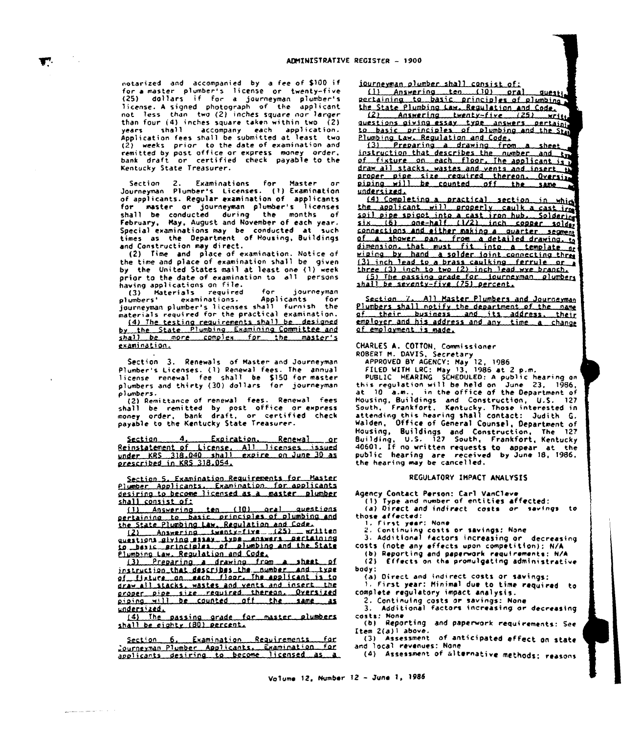notarized and accompanied by a fee of $100 if for a master plumber's license or twenty-five (25) dollars if for a journeyman plumber's license. A signed photograph of the applicant not less than two (2) inches square nor larger than four (4) inches square taken within two (2) years shall accompany each application. Application fees shall be submitted at least two (2) weeks prior to the date of examination and remitted by post office or express money order, bank draft or certified check payable to the Kentucky State Treasurer.

Section 2. Examinations for Master or Journeyman Plumber's Licenses. (1) Examination of applicants. Regular examination of applicants for master or journeyman plumber's licenses shall be conducted during the months of February, May, August and November of each year. Special examinations may be conducted at such times as the Department of Housing, Buildings and Construction may direct.

(2) Time and place of examination. Notice of the time and place of examination shall be given by the United States mail at least one (1) week prior to the date of examination to all persons having applications on file.

(3) Materials required for journeyman plumbers' examinations. Applicants for journeyman plumber's licenses shall furnish the materials required for the practical examination.

(4) The testing requirements shall be designed by the State Plumbing Examining Committee and shall be more complex for the master's examination.

Section 3. Renewals of Master and Journeyman Plumber's Licenses. (1) Renewal fees. The annual license renewal fee shall be $150 for master plumbers and thirty (30) dollars for journeyman plumbers.

(2) Remittance of renewal fees. Renewal fees shall be remitted by post office or express money order, bank draft, or certified check payable to the Kentucky State Treasurer.

Section 4. Expiration, Renewal or Reinstatement of License. All licenses issued under KRS 318.040 shall expire on June 30 as prescribed in KRS 318.054.

Section 5. Examination Requirements for Master Plumber Applicants. Examination for applicants desiring to become licensed as a master plumber shall consist of:

(1) Answering ten (10) oral questions pertaining to basic principles of plumbing and the State Plumbing Law, Regulation and Code.

(2) Answering twenty-five (25) written questions giving essay type answers pertaining to basic principles of plumbing and the State Plumbing Law, Regulation and Code.

(3) Preparing a drawing from a sheet of instruction that describes the number and type of fixture on each floor. The applicant is to draw all stacks, wastes and vents and insert the proper pipe size required thereon. Oversized piping will be counted off the same as undersized.

(4) The passing grade for master plumbers shall be eighty (80) percent.

Section 6. Examination Requirements for Journeyman Plumber Applicants. Examination for applicants desiring to become licensed as a journeyman plumber shall consist of:

(1) Answering ten (10) oral questions pertaining to basic principles of plumbing and the State Plumbing Law, Regulation and Code.

(2) Answering twenty-five (25) written questions giving essay type answers pertaining to basic principles of plumbing and the State Plumbing Law, Regulation and Code.

(3) Preparing a drawing from a sheet of instruction that describes the number and type of fixture on each floor. The applicant is to draw all stacks, wastes and vents and insert the proper pipe size required thereon. Oversized piping will be counted off the same as undersized.

(4) Completing a practical section in which the applicant will properly caulk a cast iron soil pipe spigot into a cast iron hub. Soldering six (6) one-half (1/2) inch copper solder connections and either making a quarter segment of a shower pan, from a detailed drawing, to dimension, that must fit into a template or wiping by hand a solder joint connecting three (3) inch lead to a brass caulking ferrule or a three (3) inch to two (2) inch lead wye branch.

(5) The passing grade for journeyman plumbers shall be seventy-five (75) percent.

Section 7. All Master Plumbers and Journeyman Plumbers shall notify the department of the name of their business and its address, their employer and his address and any time a change of employment is made.

CHARLES A. COTTON, Commissioner
ROBERT M. DAVIS, Secretary
APPROVED BY AGENCY: May 12, 1986
FILED WITH LRC: May 13, 1986 at 2 p.m.

PUBLIC HEARING SCHEDULED: A public hearing on this regulation will be held on June 23, 1986, at 10 a.m., in the office of the Department of Housing, Buildings and Construction, U.S. 127 South, Frankfort, Kentucky. Those interested in attending this hearing shall contact: Judith G. Walden, Office of General Counsel, Department of Housing, Buildings and Construction, The 127 Building, U.S. 127 South, Frankfort, Kentucky 40601. If no written requests to appear at the public hearing are received by June 18, 1986, the hearing may be cancelled.

## REGULATORY IMPACT ANALYSIS

Agency Contact Person: Carl VanCleve

(1) Type and number of entities affected:

(a) Direct and indirect costs or savings to those affected:

1. First year: None
2. Continuing costs or savings: None
3. Additional factors increasing or decreasing costs (note any effects upon competition): N/A

(b) Reporting and paperwork requirements: N/A

(2) Effects on the promulgating administrative body:

(a) Direct and indirect costs or savings:

1. First year: Minimal due to time required to complete regulatory impact analysis.
2. Continuing costs or savings: None
3. Additional factors increasing or decreasing costs: None

(b) Reporting and paperwork requirements: See Item 2(a)1 above.

(3) Assessment of anticipated effect on state and local revenues: None

(4) Assessment of alternative methods; reasons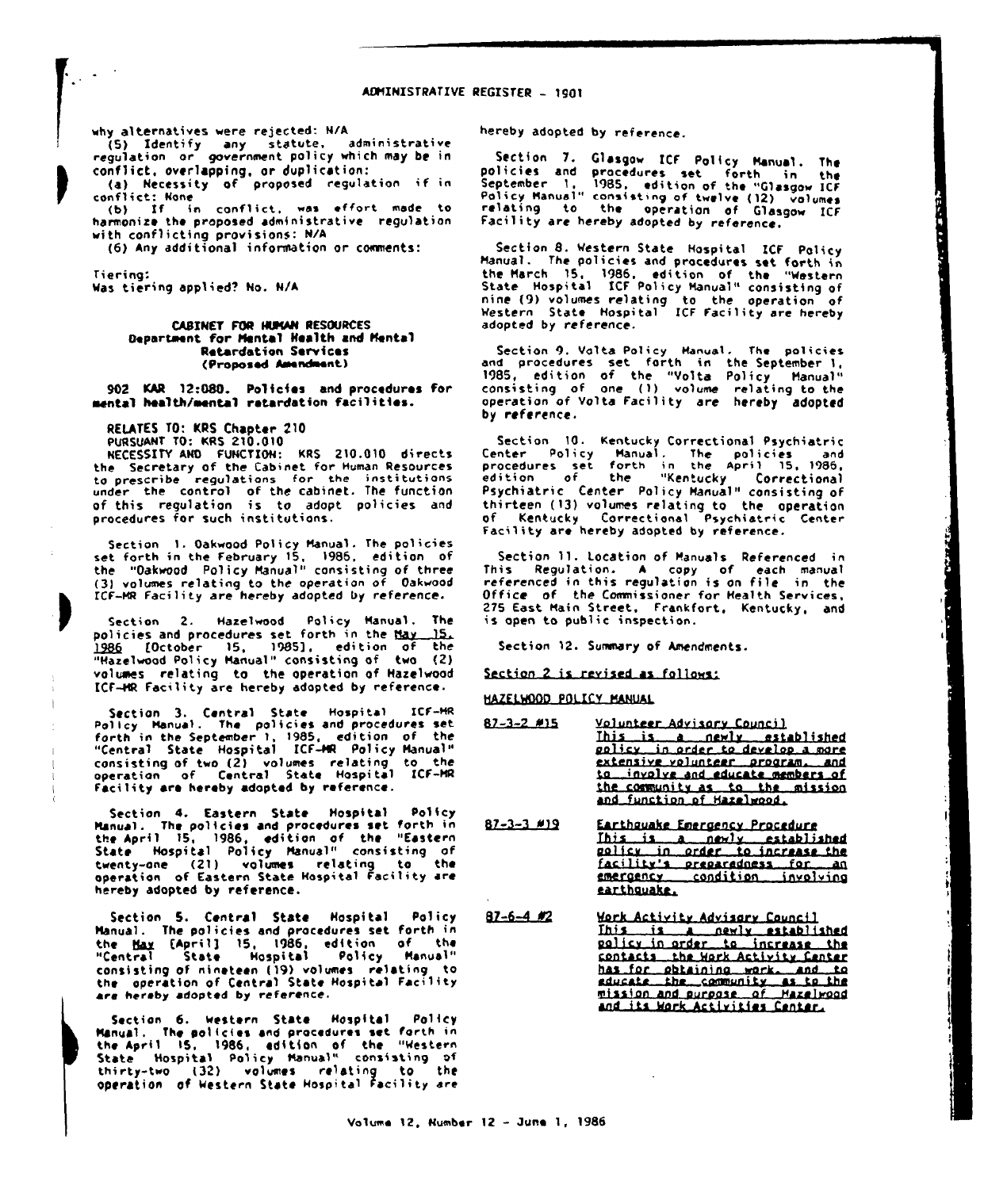why alternatives were rejected: N/A

(5) Identify any statute, administrative regulation or government policy which may be in conflict, overlapping, or duplication:

(a) Necessity of proposed regulation if in conflict: None

(b) If in conflict, was effort made to harmonize the proposed administrative regulation with conflicting provisions: N/A

(6) Any additional information or comments:

Tiering:
Was tiering applied? No. N/A

**CABINET FOR HUMAN RESOURCES**
**Department for Mental Health and Mental Retardation Services**
**(Proposed Amendment)**

**902 KAR 12:080. Policies and procedures for mental health/mental retardation facilities.**

RELATES TO: KRS Chapter 210

PURSUANT TO: KRS 210.010

NECESSITY AND FUNCTION: KRS 210.010 directs the Secretary of the Cabinet for Human Resources to prescribe regulations for the institutions under the control of the cabinet. The function of this regulation is to adopt policies and procedures for such institutions.

Section 1. Oakwood Policy Manual. The policies set forth in the February 15, 1986, edition of the "Oakwood Policy Manual" consisting of three (3) volumes relating to the operation of Oakwood ICF-MR Facility are hereby adopted by reference.

Section 2. Hazelwood Policy Manual. The policies and procedures set forth in the May 15, 1986 [October 15, 1985], edition of the "Hazelwood Policy Manual" consisting of two (2) volumes relating to the operation of Hazelwood ICF-MR Facility are hereby adopted by reference.

Section 3. Central State Hospital ICF-MR Policy Manual. The policies and procedures set forth in the September 1, 1985, edition of the "Central State Hospital ICF-MR Policy Manual" consisting of two (2) volumes relating to the operation of Central State Hospital ICF-MR Facility are hereby adopted by reference.

Section 4. Eastern State Hospital Policy Manual. The policies and procedures set forth in the April 15, 1986, edition of the "Eastern State Hospital Policy Manual" consisting of twenty-one (21) volumes relating to the operation of Eastern State Hospital Facility are hereby adopted by reference.

Section 5. Central State Hospital Policy Manual. The policies and procedures set forth in the May [April] 15, 1986, edition of the "Central State Hospital Policy Manual" consisting of nineteen (19) volumes relating to the operation of Central State Hospital Facility are hereby adopted by reference.

Section 6. Western State Hospital Policy Manual. The policies and procedures set forth in the April 15, 1986, edition of the "Western State Hospital Policy Manual" consisting of thirty-two (32) volumes relating to the operation of Western State Hospital Facility are hereby adopted by reference.

Section 7. Glasgow ICF Policy Manual. The policies and procedures set forth in the September 1, 1985, edition of the "Glasgow ICF Policy Manual" consisting of twelve (12) volumes relating to the operation of Glasgow ICF Facility are hereby adopted by reference.

Section 8. Western State Hospital ICF Policy Manual. The policies and procedures set forth in the March 15, 1986, edition of the "Western State Hospital ICF Policy Manual" consisting of nine (9) volumes relating to the operation of Western State Hospital ICF Facility are hereby adopted by reference.

Section 9. Volta Policy Manual. The policies and procedures set forth in the September 1, 1985, edition of the "Volta Policy Manual" consisting of one (1) volume relating to the operation of Volta Facility are hereby adopted by reference.

Section 10. Kentucky Correctional Psychiatric Center Policy Manual. The policies and procedures set forth in the April 15, 1986, edition of the "Kentucky Correctional Psychiatric Center Policy Manual" consisting of thirteen (13) volumes relating to the operation of Kentucky Correctional Psychiatric Center Facility are hereby adopted by reference.

Section 11. Location of Manuals Referenced in This Regulation. A copy of each manual referenced in this regulation is on file in the Office of the Commissioner for Health Services, 275 East Main Street, Frankfort, Kentucky, and is open to public inspection.

Section 12. Summary of Amendments.

Section 2 is revised as follows:

HAZELWOOD POLICY MANUAL

| | |
|---|---|
| 87-3-2 #15 | Volunteer Advisory Council<br>This is a newly established policy in order to develop a more extensive volunteer program, and to involve and educate members of the community as to the mission and function of Hazelwood. |
| 87-3-3 #19 | Earthquake Emergency Procedure<br>This is a newly established policy in order to increase the facility's preparedness for an emergency condition involving earthquake. |
| 87-6-4 #2 | Work Activity Advisory Council<br>This is a newly established policy in order to increase the contacts the Work Activity Center has for obtaining work, and to educate the community as to the mission and purpose of Hazelwood and its Work Activities Center. |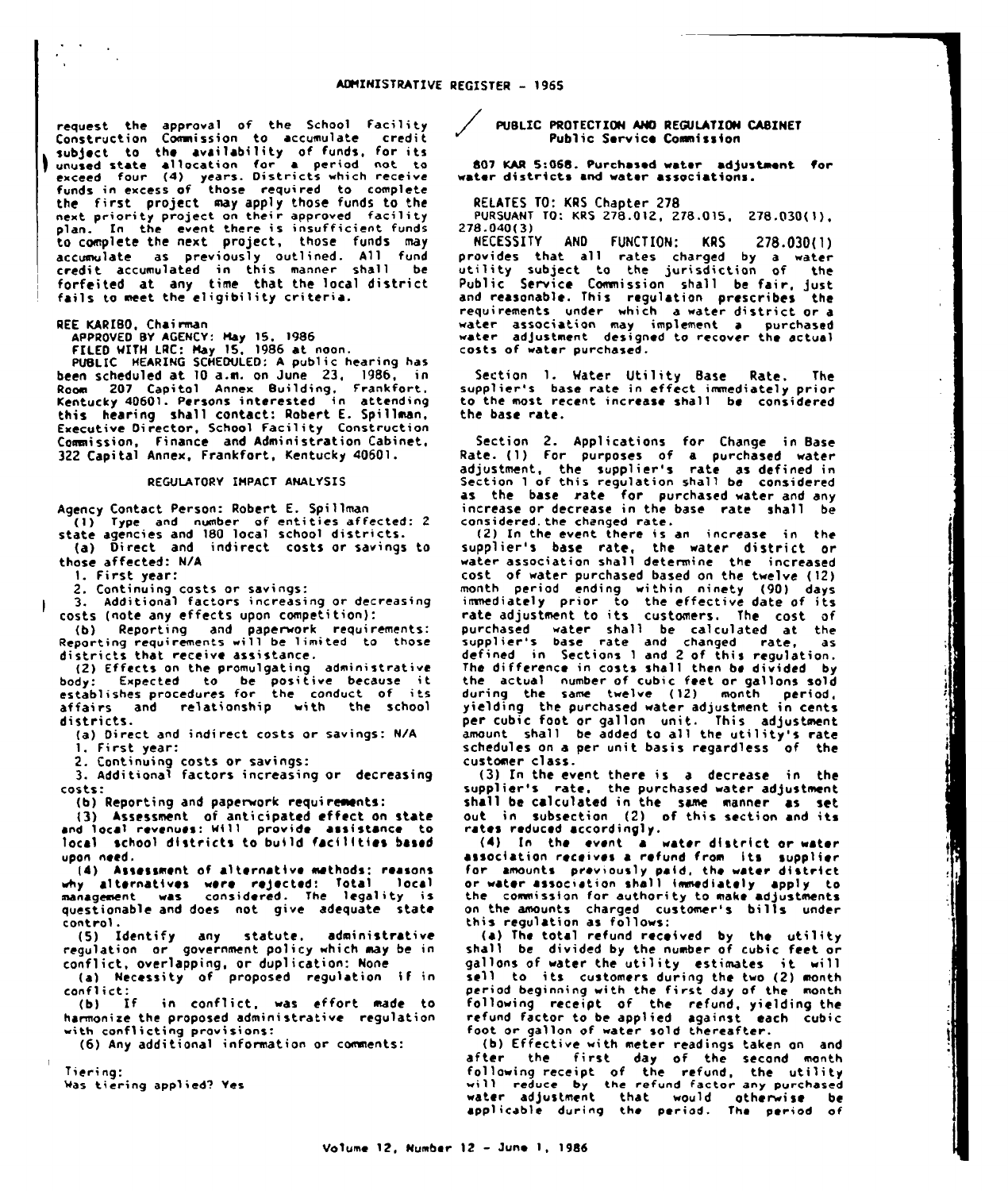request the approval of the School Facility Construction Commission to accumulate credit subject to the availability of funds, for its unused state allocation for a period not to exceed four (4) years. Districts which receive funds in excess of those required to complete the first project may apply those funds to the next priority project on their approved facility plan. In the event there is insufficient funds to complete the next project, those funds may accumulate as previously outlined. All fund credit accumulated in this manner shall be forfeited at any time that the local district fails to meet the eligibility criteria.

REE KARIBO, Chairman
APPROVED BY AGENCY: May 15, 1986
FILED WITH LRC: May 15, 1986 at noon.
PUBLIC HEARING SCHEDULED: A public hearing has been scheduled at 10 a.m. on June 23, 1986, in Room 207 Capitol Annex Building, Frankfort, Kentucky 40601. Persons interested in attending this hearing shall contact: Robert E. Spillman, Executive Director, School Facility Construction Commission, Finance and Administration Cabinet, 322 Capital Annex, Frankfort, Kentucky 40601.

REGULATORY IMPACT ANALYSIS

Agency Contact Person: Robert E. Spillman
(1) Type and number of entities affected: 2 state agencies and 180 local school districts.
(a) Direct and indirect costs or savings to those affected: N/A
1. First year:
2. Continuing costs or savings:
3. Additional factors increasing or decreasing costs (note any effects upon competition):
(b) Reporting and paperwork requirements: Reporting requirements will be limited to those districts that receive assistance.
(2) Effects on the promulgating administrative body: Expected to be positive because it establishes procedures for the conduct of its affairs and relationship with the school districts.
(a) Direct and indirect costs or savings: N/A
1. First year:
2. Continuing costs or savings:
3. Additional factors increasing or decreasing costs:
(b) Reporting and paperwork requirements:
(3) Assessment of anticipated effect on state and local revenues: Will provide assistance to local school districts to build facilities based upon need.
(4) Assessment of alternative methods; reasons why alternatives were rejected: Total local management was considered. The legality is questionable and does not give adequate state control.
(5) Identify any statute, administrative regulation or government policy which may be in conflict, overlapping, or duplication: None
(a) Necessity of proposed regulation if in conflict:
(b) If in conflict, was effort made to harmonize the proposed administrative regulation with conflicting provisions:
(6) Any additional information or comments:

Tiering:
Was tiering applied? Yes

**PUBLIC PROTECTION AND REGULATION CABINET**
**Public Service Commission**

**807 KAR 5:068. Purchased water adjustment for water districts and water associations.**

RELATES TO: KRS Chapter 278
PURSUANT TO: KRS 278.012, 278.015, 278.030(1), 278.040(3)
NECESSITY AND FUNCTION: KRS 278.030(1) provides that all rates charged by a water utility subject to the jurisdiction of the Public Service Commission shall be fair, just and reasonable. This regulation prescribes the requirements under which a water district or a water association may implement a purchased water adjustment designed to recover the actual costs of water purchased.

Section 1. Water Utility Base Rate. The supplier's base rate in effect immediately prior to the most recent increase shall be considered the base rate.

Section 2. Applications for Change in Base Rate. (1) For purposes of a purchased water adjustment, the supplier's rate as defined in Section 1 of this regulation shall be considered as the base rate for purchased water and any increase or decrease in the base rate shall be considered.the changed rate.
(2) In the event there is an increase in the supplier's base rate, the water district or water association shall determine the increased cost of water purchased based on the twelve (12) month period ending within ninety (90) days immediately prior to the effective date of its rate adjustment to its customers. The cost of purchased water shall be calculated at the supplier's base rate and changed rate, as defined in Sections 1 and 2 of this regulation. The difference in costs shall then be divided by the actual number of cubic feet or gallons sold during the same twelve (12) month period, yielding the purchased water adjustment in cents per cubic foot or gallon unit. This adjustment amount shall be added to all the utility's rate schedules on a per unit basis regardless of the customer class.
(3) In the event there is a decrease in the supplier's rate, the purchased water adjustment shall be calculated in the same manner as set out in subsection (2) of this section and its rates reduced accordingly.
(4) In the event a water district or water association receives a refund from its supplier for amounts previously paid, the water district or water association shall immediately apply to the commission for authority to make adjustments on the amounts charged customer's bills under this regulation as follows:
(a) The total refund received by the utility shall be divided by the number of cubic feet or gallons of water the utility estimates it will sell to its customers during the two (2) month period beginning with the first day of the month following receipt of the refund, yielding the refund factor to be applied against each cubic foot or gallon of water sold thereafter.
(b) Effective with meter readings taken on and after the first day of the second month following receipt of the refund, the utility will reduce by the refund factor any purchased water adjustment that would otherwise be applicable during the period. The period of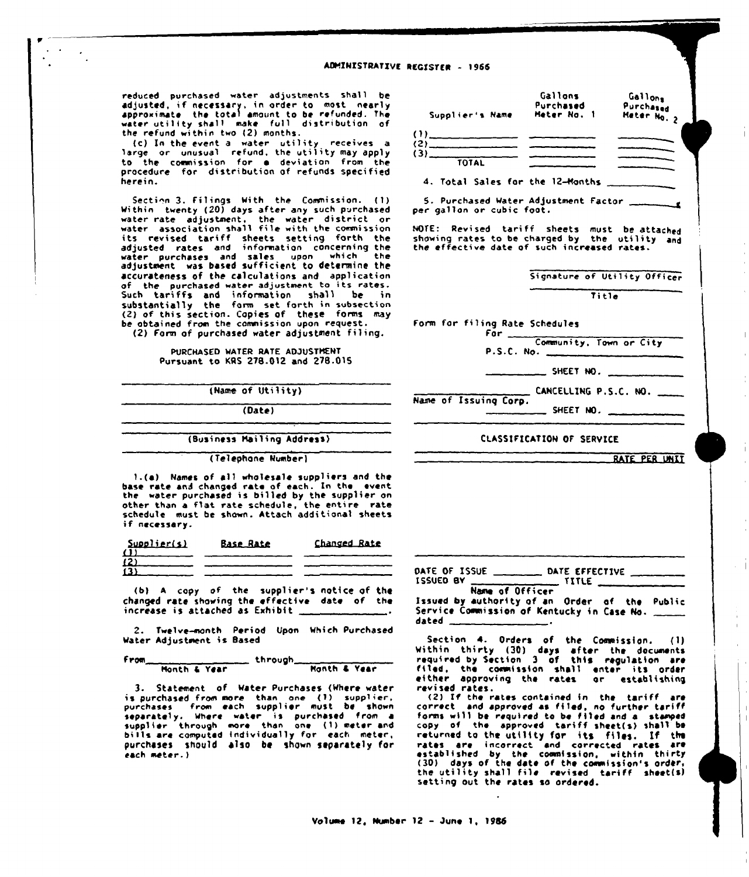reduced purchased water adjustments shall be adjusted, if necessary, in order to most nearly approximate the total amount to be refunded. The water utility shall make full distribution of the refund within two (2) months.

(c) In the event a water utility receives a large or unusual refund, the utility may apply to the commission for a deviation from the procedure for distribution of refunds specified herein.

Section 3. Filings With the Commission. (1) Within twenty (20) days after any such purchased water rate adjustment, the water district or water association shall file with the commission its revised tariff sheets setting forth the adjusted rates and information concerning the water purchases and sales upon which the adjustment was based sufficient to determine the accurateness of the calculations and application of the purchased water adjustment to its rates. Such tariffs and information shall be in substantially the form set forth in subsection (2) of this section. Copies of these forms may be obtained from the commission upon request.

(2) Form of purchased water adjustment filing.

PURCHASED WATER RATE ADJUSTMENT
Pursuant to KRS 278.012 and 278.015

\_\_\_\_\_\_\_\_\_\_\_\_\_\_\_\_\_\_\_\_
(Name of Utility)

\_\_\_\_\_\_\_\_\_\_\_\_\_\_\_\_\_\_\_\_
(Date)

\_\_\_\_\_\_\_\_\_\_\_\_\_\_\_\_\_\_\_\_
(Business Mailing Address)

\_\_\_\_\_\_\_\_\_\_\_\_\_\_\_\_\_\_\_\_
(Telephone Number)

1.(a) Names of all wholesale suppliers and the base rate and changed rate of each. In the event the water purchased is billed by the supplier on other than a flat rate schedule, the entire rate schedule must be shown. Attach additional sheets if necessary.

| Supplier(s) | Base Rate | Changed Rate |
|---|---|---|
| (1) | | |
| (2) | | |
| (3) | | |

(b) A copy of the supplier's notice of the changed rate showing the effective date of the increase is attached as Exhibit \_\_\_\_\_\_\_\_\_\_.

2. Twelve-month Period Upon Which Purchased Water Adjustment is Based

From\_\_\_\_\_\_\_\_\_\_ through\_\_\_\_\_\_\_\_\_\_
Month & Year Month & Year

3. Statement of Water Purchases (Where water is purchased from more than one (1) supplier, purchases from each supplier must be shown separately. Where water is purchased from a supplier through more than one (1) meter and bills are computed individually for each meter, purchases should also be shown separately for each meter.)

| Supplier's Name | Gallons Purchased Meter No. 1 | Gallons Purchased Meter No. 2 |
|---|---|---|
| (1) | | |
| (2) | | |
| (3) | | |
| TOTAL | | |

4. Total Sales for the 12-Months \_\_\_\_\_\_\_\_\_\_

5. Purchased Water Adjustment Factor \_\_\_\_\_\_\_\_¢ per gallon or cubic foot.

NOTE: Revised tariff sheets must be attached showing rates to be charged by the utility and the effective date of such increased rates.

\_\_\_\_\_\_\_\_\_\_\_\_\_\_\_\_\_\_\_\_
Signature of Utility Officer

\_\_\_\_\_\_\_\_\_\_\_\_\_\_\_\_\_\_\_\_
Title

Form for filing Rate Schedules

For \_\_\_\_\_\_\_\_\_\_\_\_\_\_\_\_\_\_\_\_
Community, Town or City

P.S.C. No. \_\_\_\_\_\_\_\_\_\_

\_\_\_\_\_\_\_\_\_\_ SHEET NO. \_\_\_\_\_\_\_\_\_\_

\_\_\_\_\_\_\_\_\_\_ CANCELLING P.S.C. NO. \_\_\_\_\_
Name of Issuing Corp.

\_\_\_\_\_\_\_\_\_\_ SHEET NO. \_\_\_\_\_\_\_\_\_\_

CLASSIFICATION OF SERVICE

RATE PER UNIT

DATE OF ISSUE \_\_\_\_\_\_\_\_ DATE EFFECTIVE \_\_\_\_\_\_\_\_
ISSUED BY \_\_\_\_\_\_\_\_\_\_ TITLE \_\_\_\_\_\_\_\_\_\_
Name of Officer

Issued by authority of an Order of the Public Service Commission of Kentucky in Case No. \_\_\_\_\_ dated \_\_\_\_\_\_\_\_\_\_.

Section 4. Orders of the Commission. (1) Within thirty (30) days after the documents required by Section 3 of this regulation are filed, the commission shall enter its order either approving the rates or establishing revised rates.

(2) If the rates contained in the tariff are correct and approved as filed, no further tariff forms will be required to be filed and a stamped copy of the approved tariff sheet(s) shall be returned to the utility for its files. If the rates are incorrect and corrected rates are established by the commission, within thirty (30) days of the date of the commission's order, the utility shall file revised tariff sheet(s) setting out the rates so ordered.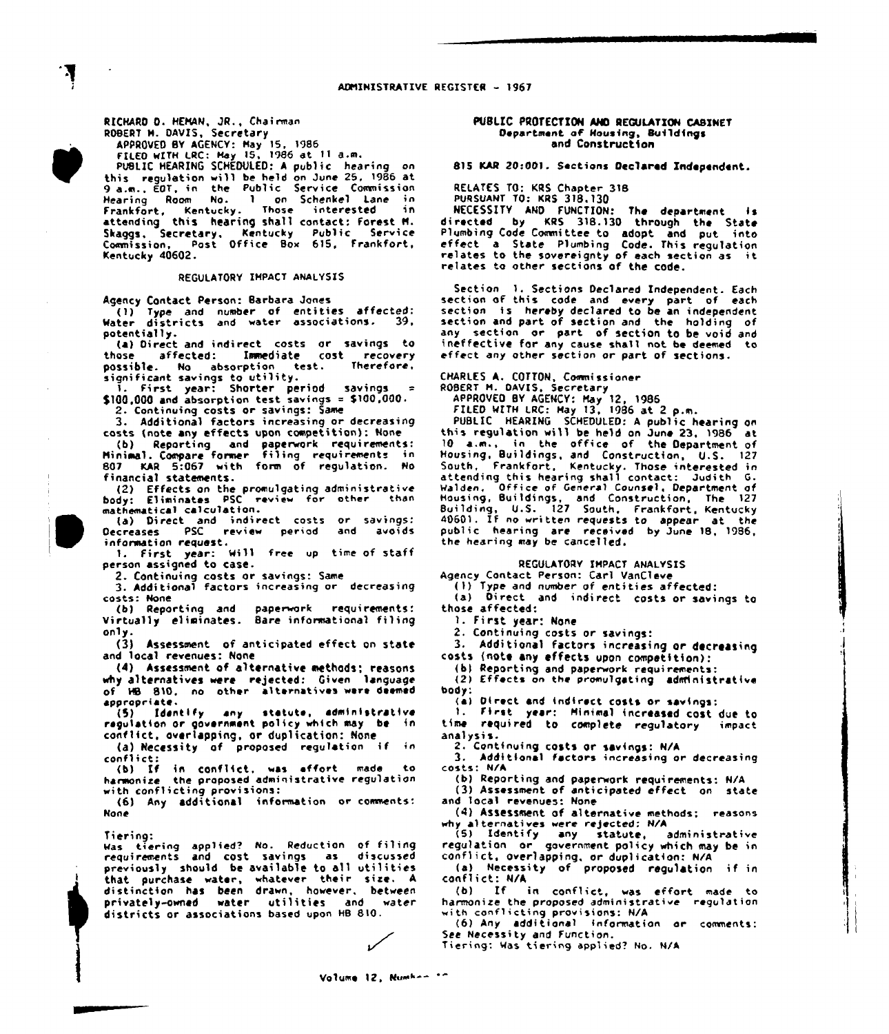RICHARD D. HEMAN, JR., Chairman
ROBERT M. DAVIS, Secretary
APPROVED BY AGENCY: May 15, 1986
FILED WITH LRC: May 15, 1986 at 11 a.m.
PUBLIC HEARING SCHEDULED: A public hearing on this regulation will be held on June 25, 1986 at 9 a.m., EDT, in the Public Service Commission Hearing Room No. 1 on Schenkel Lane in Frankfort, Kentucky. Those interested in attending this hearing shall contact: Forest M. Skaggs, Secretary, Kentucky Public Service Commission, Post Office Box 615, Frankfort, Kentucky 40602.

## REGULATORY IMPACT ANALYSIS

Agency Contact Person: Barbara Jones

(1) Type and number of entities affected: Water districts and water associations. 39, potentially.

(a) Direct and indirect costs or savings to those affected: Immediate cost recovery possible. No absorption test. Therefore, significant savings to utility.

1. First year: Shorter period savings = $100,000 and absorption test savings = $100,000.

2. Continuing costs or savings: Same

3. Additional factors increasing or decreasing costs (note any effects upon competition): None

(b) Reporting and paperwork requirements: Minimal. Compare former filing requirements in 807 KAR 5:067 with form of regulation. No financial statements.

(2) Effects on the promulgating administrative body: Eliminates PSC review for other than mathematical calculation.

(a) Direct and indirect costs or savings: Decreases PSC review period and avoids information request.

1. First year: Will free up time of staff person assigned to case.

2. Continuing costs or savings: Same

3. Additional factors increasing or decreasing costs: None

(b) Reporting and paperwork requirements: Virtually eliminates. Bare informational filing only.

(3) Assessment of anticipated effect on state and local revenues: None

(4) Assessment of alternative methods; reasons why alternatives were rejected: Given language of HB 810, no other alternatives were deemed appropriate.

(5) Identify any statute, administrative regulation or government policy which may be in conflict, overlapping, or duplication: None

(a) Necessity of proposed regulation if in conflict:

(b) If in conflict, was effort made to harmonize the proposed administrative regulation with conflicting provisions:

(6) Any additional information or comments: None

Tiering:
Was tiering applied? No. Reduction of filing requirements and cost savings as discussed previously should be available to all utilities that purchase water, whatever their size. A distinction has been drawn, however, between privately-owned water utilities and water districts or associations based upon HB 810.

## PUBLIC PROTECTION AND REGULATION CABINET
### Department of Housing, Buildings and Construction

**815 KAR 20:001. Sections Declared Independent.**

RELATES TO: KRS Chapter 318
PURSUANT TO: KRS 318.130
NECESSITY AND FUNCTION: The department is directed by KRS 318.130 through the State Plumbing Code Committee to adopt and put into effect a State Plumbing Code. This regulation relates to the sovereignty of each section as it relates to other sections of the code.

Section 1. Sections Declared Independent. Each section of this code and every part of each section is hereby declared to be an independent section and part of section and the holding of any section or part of section to be void and ineffective for any cause shall not be deemed to effect any other section or part of sections.

CHARLES A. COTTON, Commissioner
ROBERT M. DAVIS, Secretary
APPROVED BY AGENCY: May 12, 1986
FILED WITH LRC: May 13, 1986 at 2 p.m.
PUBLIC HEARING SCHEDULED: A public hearing on this regulation will be held on June 23, 1986 at 10 a.m., in the office of the Department of Housing, Buildings, and Construction, U.S. 127 South, Frankfort, Kentucky. Those interested in attending this hearing shall contact: Judith G. Walden, Office of General Counsel, Department of Housing, Buildings, and Construction, The 127 Building, U.S. 127 South, Frankfort, Kentucky 40601. If no written requests to appear at the public hearing are received by June 18, 1986, the hearing may be cancelled.

## REGULATORY IMPACT ANALYSIS

Agency Contact Person: Carl VanCleve

(1) Type and number of entities affected:

(a) Direct and indirect costs or savings to those affected:

1. First year: None

2. Continuing costs or savings:

3. Additional factors increasing or decreasing costs (note any effects upon competition):

(b) Reporting and paperwork requirements:

(2) Effects on the promulgating administrative body:

(a) Direct and indirect costs or savings:

1. First year: Minimal increased cost due to time required to complete regulatory impact analysis.

2. Continuing costs or savings: N/A

3. Additional factors increasing or decreasing costs: N/A

(b) Reporting and paperwork requirements: N/A

(3) Assessment of anticipated effect on state and local revenues: None

(4) Assessment of alternative methods; reasons why alternatives were rejected: N/A

(5) Identify any statute, administrative regulation or government policy which may be in conflict, overlapping, or duplication: N/A

(a) Necessity of proposed regulation if in conflict: N/A

(b) If in conflict, was effort made to harmonize the proposed administrative regulation with conflicting provisions: N/A

(6) Any additional information or comments: See Necessity and Function.

Tiering: Was tiering applied? No. N/A